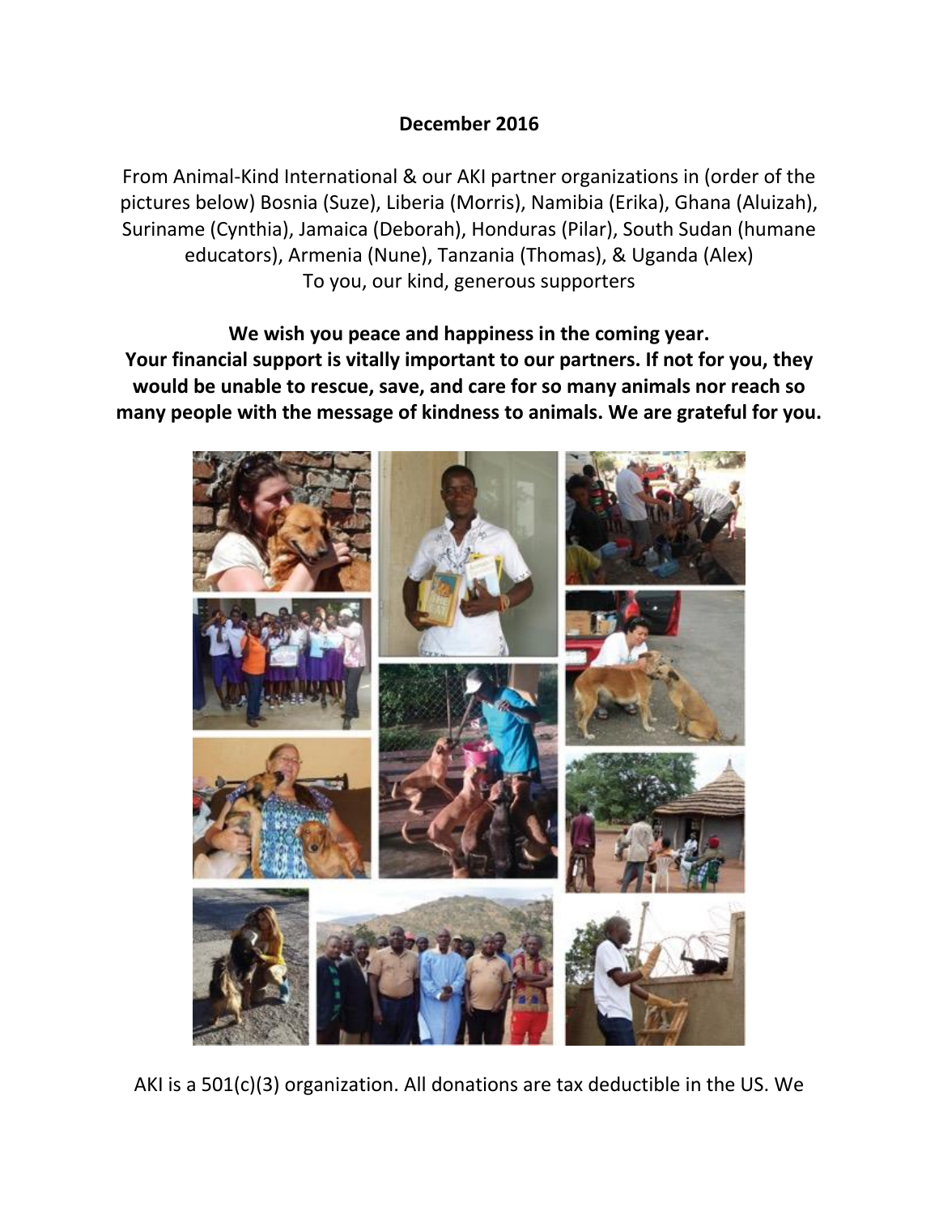**December 2016**

From Animal-Kind International & our AKI partner organizations in (order of the pictures below) Bosnia (Suze), Liberia (Morris), Namibia (Erika), Ghana (Aluizah), Suriname (Cynthia), Jamaica (Deborah), Honduras (Pilar), South Sudan (humane educators), Armenia (Nune), Tanzania (Thomas), & Uganda (Alex)
To you, our kind, generous supporters

**We wish you peace and happiness in the coming year.**
**Your financial support is vitally important to our partners. If not for you, they would be unable to rescue, save, and care for so many animals nor reach so many people with the message of kindness to animals. We are grateful for you.**

AKI is a 501(c)(3) organization. All donations are tax deductible in the US. We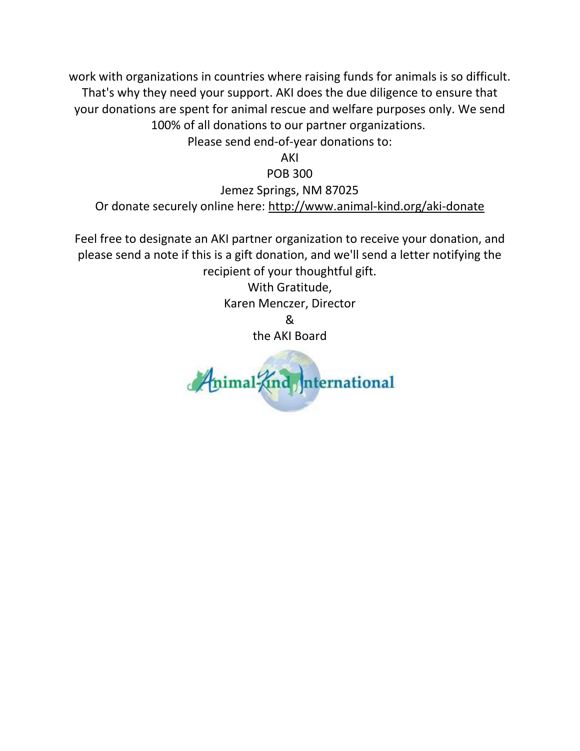work with organizations in countries where raising funds for animals is so difficult. That's why they need your support. AKI does the due diligence to ensure that your donations are spent for animal rescue and welfare purposes only. We send 100% of all donations to our partner organizations.

Please send end-of-year donations to:

AKI
POB 300
Jemez Springs, NM 87025

Or donate securely online here: http://www.animal-kind.org/aki-donate

Feel free to designate an AKI partner organization to receive your donation, and please send a note if this is a gift donation, and we'll send a letter notifying the recipient of your thoughtful gift.

With Gratitude,
Karen Menczer, Director
&
the AKI Board

Animal-Kind International